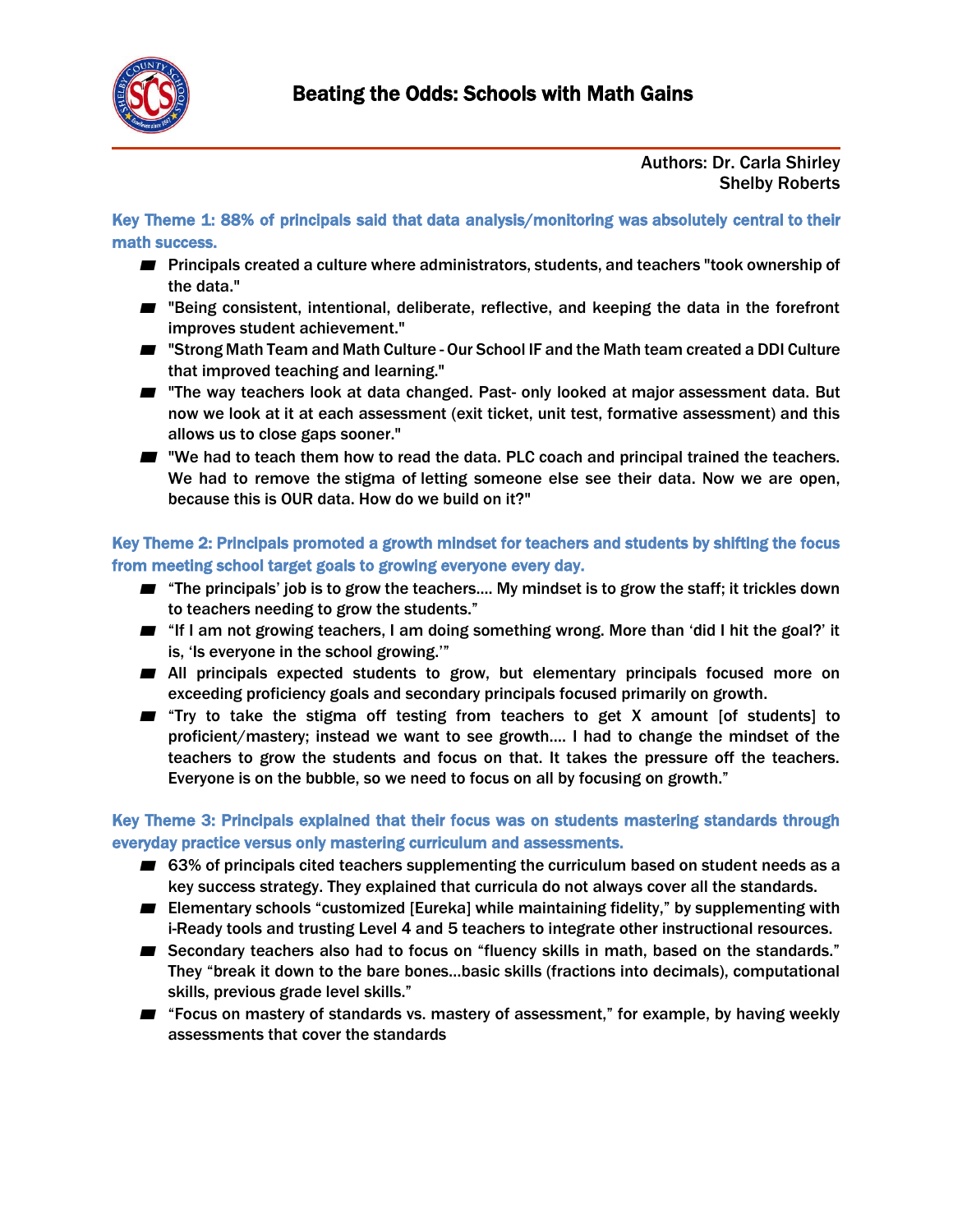# Beating the Odds: Schools with Math Gains

Authors: Dr. Carla Shirley
Shelby Roberts

### Key Theme 1: 88% of principals said that data analysis/monitoring was absolutely central to their math success.

- Principals created a culture where administrators, students, and teachers "took ownership of the data."
- "Being consistent, intentional, deliberate, reflective, and keeping the data in the forefront improves student achievement."
- "Strong Math Team and Math Culture - Our School IF and the Math team created a DDI Culture that improved teaching and learning."
- "The way teachers look at data changed. Past- only looked at major assessment data. But now we look at it at each assessment (exit ticket, unit test, formative assessment) and this allows us to close gaps sooner."
- "We had to teach them how to read the data. PLC coach and principal trained the teachers. We had to remove the stigma of letting someone else see their data. Now we are open, because this is OUR data. How do we build on it?"

### Key Theme 2: Principals promoted a growth mindset for teachers and students by shifting the focus from meeting school target goals to growing everyone every day.

- "The principals' job is to grow the teachers…. My mindset is to grow the staff; it trickles down to teachers needing to grow the students."
- "If I am not growing teachers, I am doing something wrong. More than 'did I hit the goal?' it is, 'Is everyone in the school growing.'"
- All principals expected students to grow, but elementary principals focused more on exceeding proficiency goals and secondary principals focused primarily on growth.
- "Try to take the stigma off testing from teachers to get X amount [of students] to proficient/mastery; instead we want to see growth…. I had to change the mindset of the teachers to grow the students and focus on that. It takes the pressure off the teachers. Everyone is on the bubble, so we need to focus on all by focusing on growth."

### Key Theme 3: Principals explained that their focus was on students mastering standards through everyday practice versus only mastering curriculum and assessments.

- 63% of principals cited teachers supplementing the curriculum based on student needs as a key success strategy. They explained that curricula do not always cover all the standards.
- Elementary schools "customized [Eureka] while maintaining fidelity," by supplementing with i-Ready tools and trusting Level 4 and 5 teachers to integrate other instructional resources.
- Secondary teachers also had to focus on "fluency skills in math, based on the standards." They "break it down to the bare bones…basic skills (fractions into decimals), computational skills, previous grade level skills."
- "Focus on mastery of standards vs. mastery of assessment," for example, by having weekly assessments that cover the standards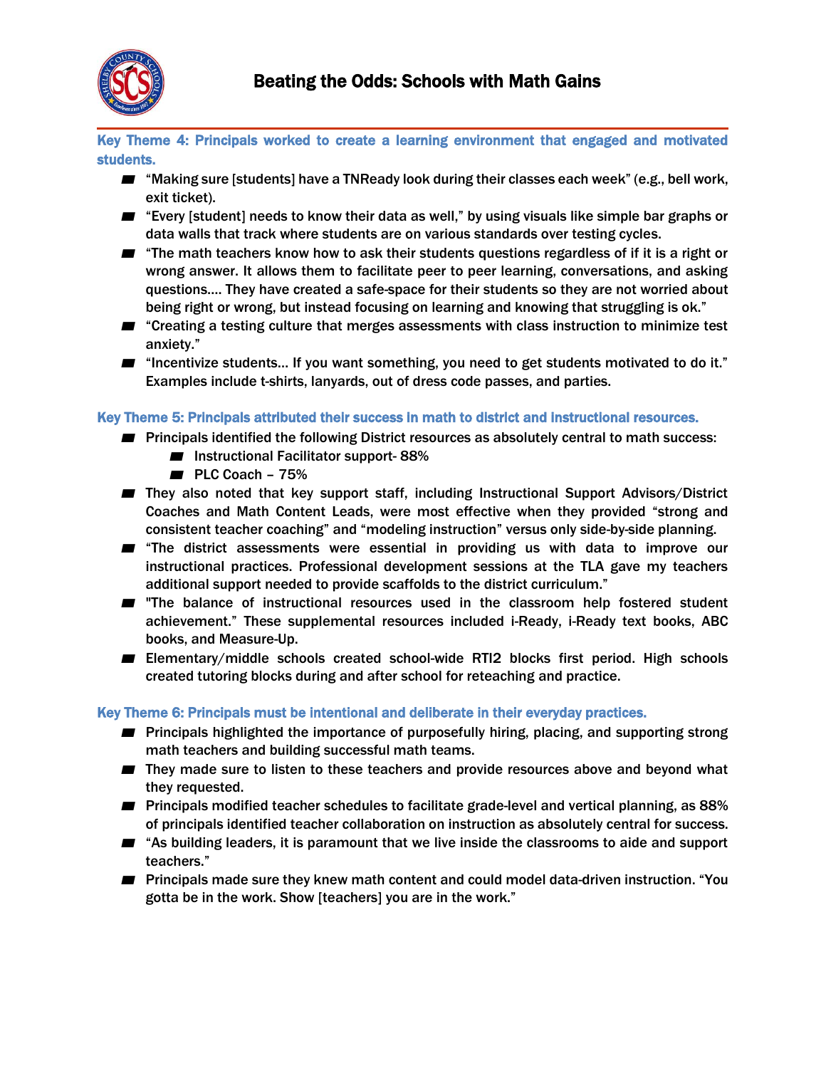## Key Theme 4: Principals worked to create a learning environment that engaged and motivated students.

- "Making sure [students] have a TNReady look during their classes each week" (e.g., bell work, exit ticket).
- "Every [student] needs to know their data as well," by using visuals like simple bar graphs or data walls that track where students are on various standards over testing cycles.
- "The math teachers know how to ask their students questions regardless of if it is a right or wrong answer. It allows them to facilitate peer to peer learning, conversations, and asking questions…. They have created a safe-space for their students so they are not worried about being right or wrong, but instead focusing on learning and knowing that struggling is ok."
- "Creating a testing culture that merges assessments with class instruction to minimize test anxiety."
- "Incentivize students… If you want something, you need to get students motivated to do it." Examples include t-shirts, lanyards, out of dress code passes, and parties.

## Key Theme 5: Principals attributed their success in math to district and instructional resources.

- Principals identified the following District resources as absolutely central to math success:
  - Instructional Facilitator support- 88%
  - PLC Coach – 75%
- They also noted that key support staff, including Instructional Support Advisors/District Coaches and Math Content Leads, were most effective when they provided "strong and consistent teacher coaching" and "modeling instruction" versus only side-by-side planning.
- "The district assessments were essential in providing us with data to improve our instructional practices. Professional development sessions at the TLA gave my teachers additional support needed to provide scaffolds to the district curriculum."
- "The balance of instructional resources used in the classroom help fostered student achievement." These supplemental resources included i-Ready, i-Ready text books, ABC books, and Measure-Up.
- Elementary/middle schools created school-wide RTI2 blocks first period. High schools created tutoring blocks during and after school for reteaching and practice.

## Key Theme 6: Principals must be intentional and deliberate in their everyday practices.

- Principals highlighted the importance of purposefully hiring, placing, and supporting strong math teachers and building successful math teams.
- They made sure to listen to these teachers and provide resources above and beyond what they requested.
- Principals modified teacher schedules to facilitate grade-level and vertical planning, as 88% of principals identified teacher collaboration on instruction as absolutely central for success.
- "As building leaders, it is paramount that we live inside the classrooms to aide and support teachers."
- Principals made sure they knew math content and could model data-driven instruction. "You gotta be in the work. Show [teachers] you are in the work."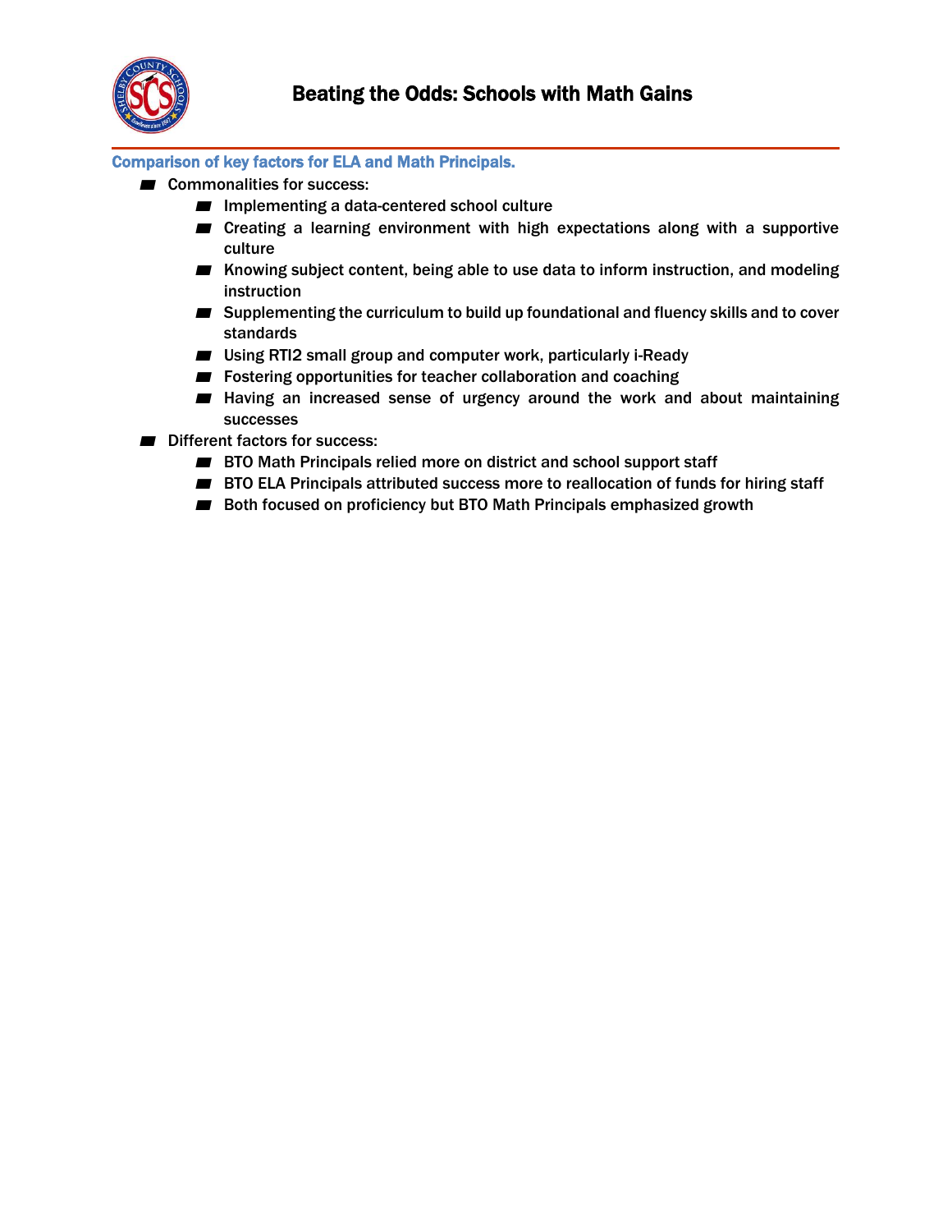# Beating the Odds: Schools with Math Gains

## Comparison of key factors for ELA and Math Principals.

- Commonalities for success:
  - Implementing a data-centered school culture
  - Creating a learning environment with high expectations along with a supportive culture
  - Knowing subject content, being able to use data to inform instruction, and modeling instruction
  - Supplementing the curriculum to build up foundational and fluency skills and to cover standards
  - Using RTI2 small group and computer work, particularly i-Ready
  - Fostering opportunities for teacher collaboration and coaching
  - Having an increased sense of urgency around the work and about maintaining successes
- Different factors for success:
  - BTO Math Principals relied more on district and school support staff
  - BTO ELA Principals attributed success more to reallocation of funds for hiring staff
  - Both focused on proficiency but BTO Math Principals emphasized growth